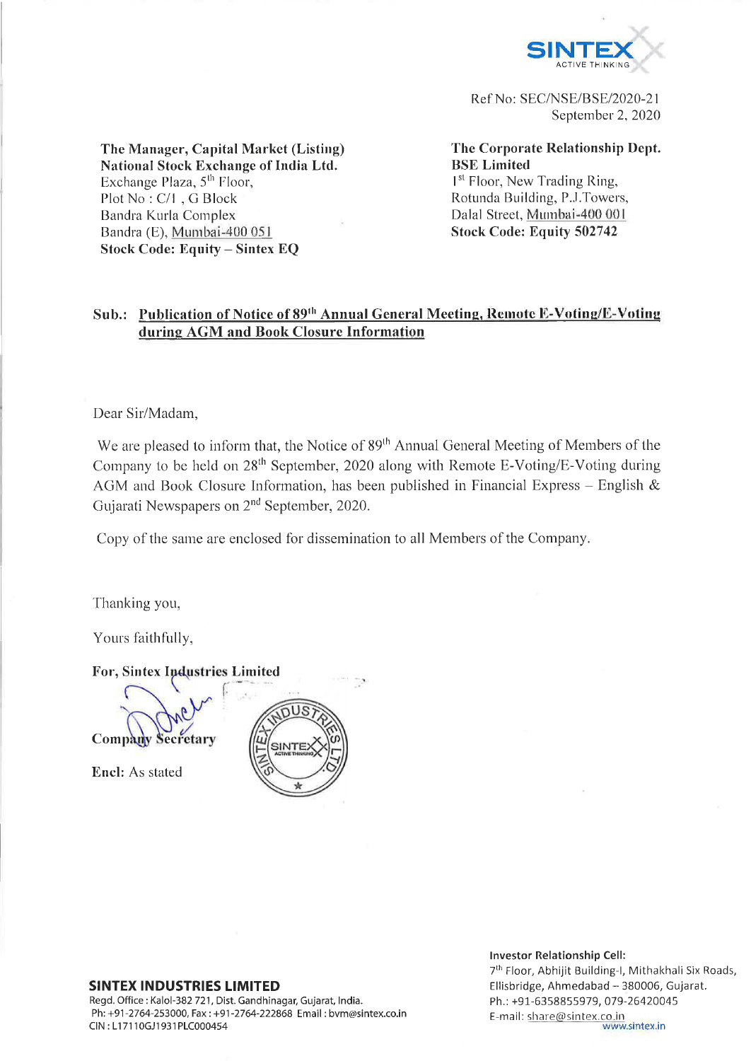SINTEX
ACTIVE THINKING

Ref No: SEC/NSE/BSE/2020-21
September 2, 2020

**The Manager, Capital Market (Listing)**
**National Stock Exchange of India Ltd.**
Exchange Plaza, 5th Floor,
Plot No : C/1 , G Block
Bandra Kurla Complex
Bandra (E), Mumbai-400 051
**Stock Code: Equity – Sintex EQ**

**The Corporate Relationship Dept.**
**BSE Limited**
1st Floor, New Trading Ring,
Rotunda Building, P.J.Towers,
Dalal Street, Mumbai-400 001
**Stock Code: Equity 502742**

**Sub.: Publication of Notice of 89th Annual General Meeting, Remote E-Voting/E-Voting during AGM and Book Closure Information**

Dear Sir/Madam,

We are pleased to inform that, the Notice of 89th Annual General Meeting of Members of the Company to be held on 28th September, 2020 along with Remote E-Voting/E-Voting during AGM and Book Closure Information, has been published in Financial Express – English & Gujarati Newspapers on 2nd September, 2020.

Copy of the same are enclosed for dissemination to all Members of the Company.

Thanking you,

Yours faithfully,

**For, Sintex Industries Limited**

**Company Secretary**

**Encl:** As stated

**SINTEX INDUSTRIES LIMITED**
Regd. Office : Kalol-382 721, Dist. Gandhinagar, Gujarat, India.
Ph: +91-2764-253000, Fax : +91-2764-222868 Email : bvm@sintex.co.in
CIN : L17110GJ1931PLC000454

**Investor Relationship Cell:**
7th Floor, Abhijit Building-I, Mithakhali Six Roads,
Ellisbridge, Ahmedabad – 380006, Gujarat.
Ph.: +91-6358855979, 079-26420045
E-mail: share@sintex.co.in
www.sintex.in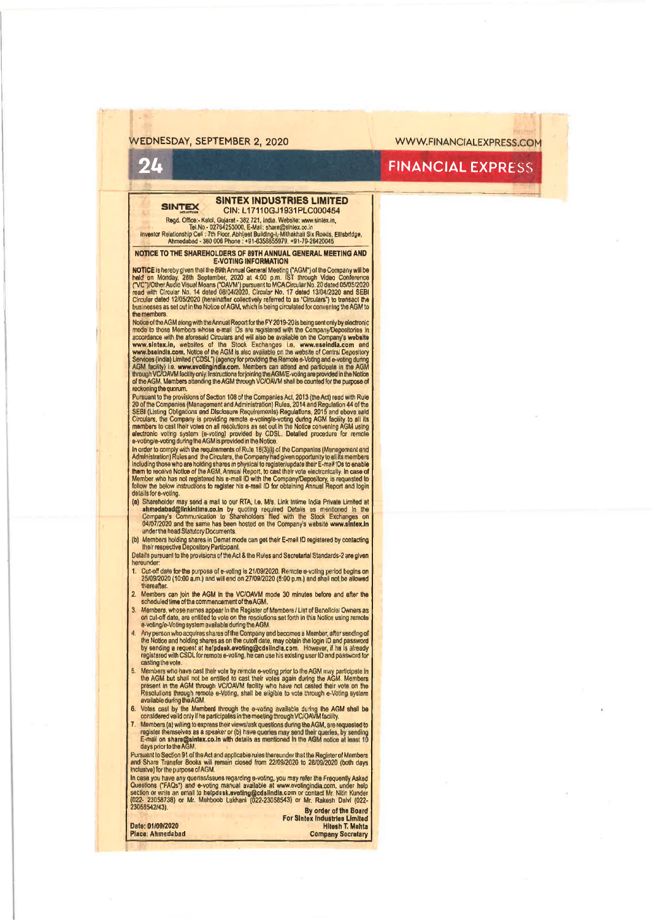# SINTEX INDUSTRIES LIMITED

CIN: L17110GJ1931PLC000454

Regd. Office:- Kalol, Gujarat - 382 721, India. Website: www.sintex.in,
Tel.No.- 02764253000, E-Mail: share@sintex.co.in
Investor Relationship Cell : 7th Floor, Abhijeet Building-I, Mithakhali Six Roads, Ellisbridge, Ahmedabad - 380 006 Phone : +91-6358855979, +91-79-26420045

## NOTICE TO THE SHAREHOLDERS OF 89TH ANNUAL GENERAL MEETING AND E-VOTING INFORMATION

**NOTICE** is hereby given that the 89th Annual General Meeting ("AGM") of the Company will be held on Monday, 28th September, 2020 at 4:00 p.m. IST through Video Conference ("VC")/Other Audio Visual Means ("OAVM") pursuant to MCA Circular No. 20 dated 05/05/2020 read with Circular No. 14 dated 08/04/2020, Circular No. 17 dated 13/04/2020 and SEBI Circular dated 12/05/2020 (hereinafter collectively referred to as 'Circulars') to transact the businesses as set out in the Notice of AGM, which is being circulated for convening the AGM to the members.

Notice of the AGM along with the Annual Report for the FY 2019-20 is being sent only by electronic mode to those Members whose e-mail IDs are registered with the Company/Depositories in accordance with the aforesaid Circulars and will also be available on the Company's **website www.sintex.in**, websites of the Stock Exchanges i.e. **www.nseindia.com** and **www.bseindia.com.** Notice of the AGM is also available on the website of Central Depository Services (India) Limited ("CDSL") (agency for providing the Remote e-Voting and e-voting during AGM facility) i.e. **www.evotingindia.com.** Members can attend and participate in the AGM through VC/OAVM facility only. Instructions for joining the AGM/E-voting are provided in the Notice of the AGM. Members attending the AGM through VC/OAVM shall be counted for the purpose of reckoning the quorum.

Pursuant to the provisions of Section 108 of the Companies Act, 2013 (the Act) read with Rule 20 of the Companies (Management and Administration) Rules, 2014 and Regulation 44 of the SEBI (Listing Obligations and Disclosure Requirements) Regulations, 2015 and above said Circulars, the Company is providing remote e-voting/e-voting during AGM facility to all its members to cast their votes on all resolutions as set out in the Notice convening AGM using electronic voting system (e-voting) provided by CDSL. Detailed procedure for remote e-voting/e-voting during the AGM is provided in the Notice.

In order to comply with the requirements of Rule 18(3)(i) of the Companies (Management and Administration) Rules and the Circulars, the Company had given opportunity to all its members including those who are holding shares in physical to register/update their E-mail IDs to enable them to receive Notice of the AGM, Annual Report, to cast their vote electronically. In case of Member who has not registered his e-mail ID with the Company/Depository, is requested to follow the below instructions to register his e-mail ID for obtaining Annual Report and login details for e-voting.

(a) Shareholder may send a mail to our RTA, i.e. M/s. Link Intime India Private Limited at **ahmedabad@linkintime.co.in** by quoting required Details as mentioned in the Company's Communication to Shareholders filed with the Stock Exchanges on 04/07/2020 and the same has been hosted on the Company's website **www.sintex.in** under the head Statutory Documents.

(b) Members holding shares in Demat mode can get their E-mail ID registered by contacting their respective Depository Participant.

Details pursuant to the provisions of the Act & the Rules and Secretarial Standards-2 are given hereunder:

1. Cut-off date for the purpose of e-voting is 21/09/2020. Remote e-voting period begins on 25/09/2020 (10:00 a.m.) and will end on 27/09/2020 (5:00 p.m.) and shall not be allowed thereafter.
2. Members can join the AGM in the VC/OAVM mode 30 minutes before and after the scheduled time of the commencement of the AGM.
3. Members, whose names appear in the Register of Members / List of Beneficial Owners as on cut-off date, are entitled to vote on the resolutions set forth in this Notice using remote e-voting/e-Voting system available during the AGM.
4. Any person who acquires shares of the Company and becomes a Member, after sending of the Notice and holding shares as on the cutoff date, may obtain the login ID and password by sending a request at **helpdesk.evoting@cdslindia.com.** However, if he is already registered with CSDL for remote e-voting, he can use his existing user ID and password for casting the vote.
5. Members who have cast their vote by remote e-voting prior to the AGM may participate in the AGM but shall not be entitled to cast their votes again during the AGM. Members present in the AGM through VC/OAVM facility who have not casted their vote on the Resolutions through remote e-Voting, shall be eligible to vote through e-Voting system available during the AGM.
6. Votes cast by the Members through the e-voting available during the AGM shall be considered valid only if he participates in the meeting through VC/OAVM facility.
7. Members (a) willing to express their views/ask questions during the AGM, are requested to register themselves as a speaker or (b) have queries may send their queries, by sending E-mail on **share@sintex.co.in** with details as mentioned in the AGM notice at least 10 days prior to the AGM.

Pursuant to Section 91 of the Act and applicable rules thereunder that the Register of Members and Share Transfer Books will remain closed from 22/09/2020 to 28/09/2020 (both days inclusive) for the purpose of AGM.

In case you have any queries/issues regarding e-voting, you may refer the Frequently Asked Questions ("FAQs") and e-voting manual available at www.evotingindia.com, under help section or write an email to **helpdesk.evoting@cdslindia.com** or contact Mr. Nitin Kunder (022- 23058738) or Mr. Mehboob Lakhani (022-23058543) or Mr. Rakesh Dalvi (022-23058542/43).

**By order of the Board**
**For Sintex Industries Limited**
**Hitesh T. Mehta**
**Company Secretary**

**Date: 01/09/2020**
**Place: Ahmedabad**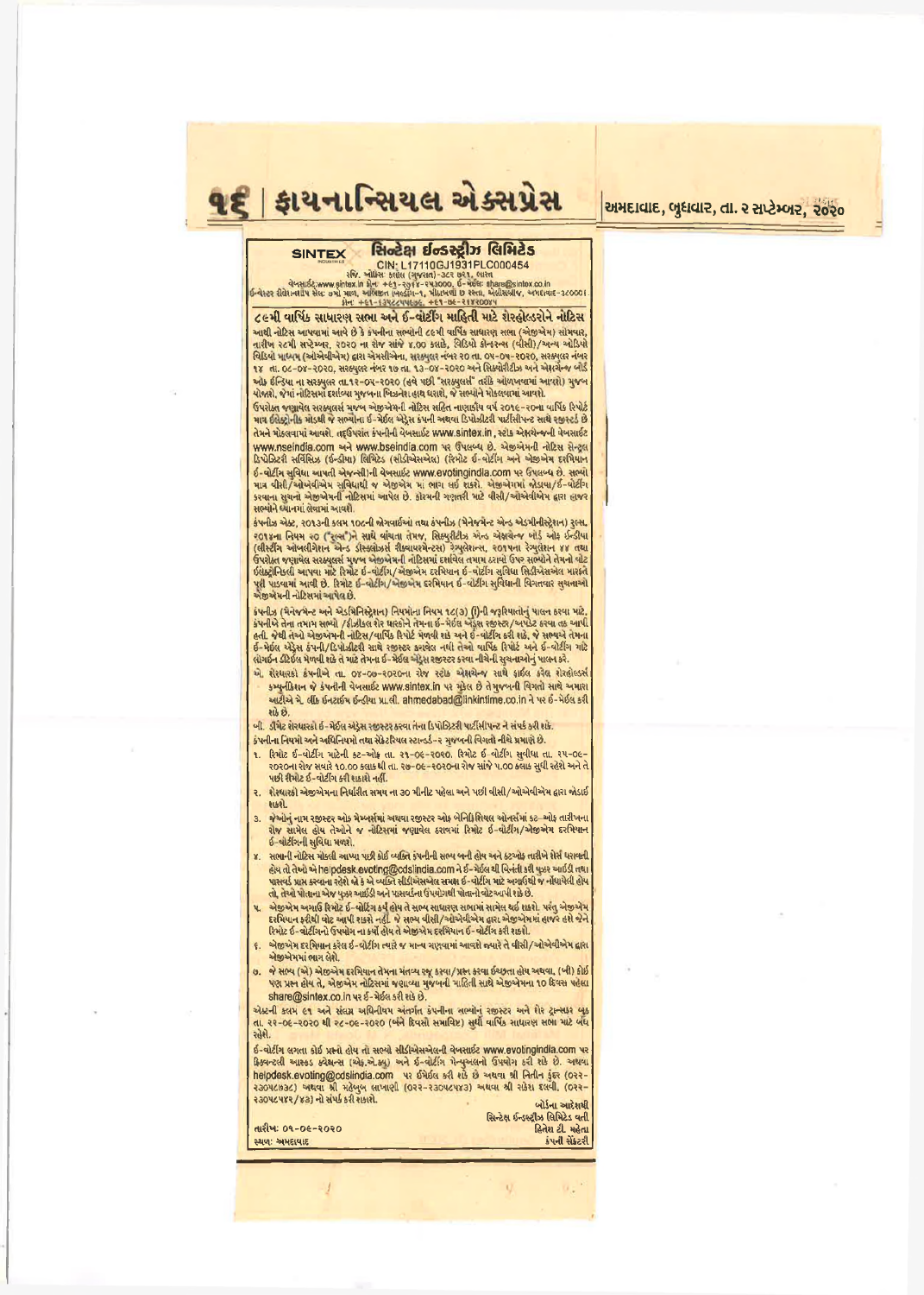# ૧૬ | ફાયનાન્સિયલ એક્સપ્રેસ

અમદાવાદ, બુધવાર, તા. ૨ સપ્ટેમ્બર, ૨૦૨૦

## SINTEX સિન્ટેક્ષ ઇન્ડસ્ટ્રીઝ લિમિટેડ

CIN: L17110GJ1931PLC000454

રજિ. ઓફિસ: કલોલ (ગુજરાત)-૩૮૨ ૭૨૧, ભારત

વેબસાઈટ:www.sintex.in ફોન: +૯૧-૨૭૬૪-૨૫૩૦૦૦, ઈ-મેઈલ: share@sintex.co.in

ઈન્વેસ્ટર રીલેશનશીપ સેલ: ૭મો માળ, અબીજીત બિલ્ડીંગ-૧, મીઠાખળી છ રસ્તા, એલીસબ્રીજ, અમદાવાદ-૩૮૦૦૦૬

ફોન: +૯૧-૧૩૫૮૮૫૫૬૬, +૯૧-૭૯-૨૬૪૨૦૦૪૫

### ૮૯મી વાર્ષિક સાધારણ સભા અને ઈ-વોટીંગ માહિતી માટે શેરહોલ્ડરોને નોટિસ

આથી નોટિસ આપવામાં આવે છે કે કંપનીના સભ્યોની ૮૯મી વાર્ષિક સાધારણ સભા (એજીએમ) સોમવાર, તારીખ ૨૮મી સપ્ટેમ્બર, ૨૦૨૦ ના રોજ સાંજે ૪.૦૦ કલાકે, વિડિયો કોન્ફરન્સ (વીસી)/અન્ય ઓડિયો વિડિયો માધ્યમ (ઓએવીએમ) દ્વારા એમસીએના, સરક્યુલર નંબર ૨૦ તા. ૦૫-૦૫-૨૦૨૦, સરક્યુલર નંબર ૧૪ તા. ૦૮-૦૪-૨૦૨૦, સરક્યુલર નંબર ૧૭ તા. ૧૩-૦૪-૨૦૨૦ અને સિક્યોરીટીઝ અને એક્સચેન્જ બોર્ડ ઓફ ઈન્ડિયા ના સરક્યુલર તા.૧૨-૦૫-૨૦૨૦ (હવે પછી "સરક્યુલર્સ" તરીકે ઓળખવામાં આવશે) મુજબ યોજાશે, જેમાં નોટિસમાં દર્શાવ્યા મુજબના બિઝનેસ હાથ ધરાશે, જે સભ્યોને મોકલવામાં આવશે.

ઉપરોક્ત જણાવેલ સરક્યુલર્સ મુજબ એજીએમની નોટિસ સહિત નાણાકીય વર્ષ ૨૦૧૯-૨૦ના વાર્ષિક રિપોર્ટ માત્ર ઈલેક્ટ્રોનીક મોડથી જે સભ્યોના ઈ-મેઈલ એડ્રેસ કંપની અથવા ડિપોઝીટરી પાર્ટીસીપન્ટ સાથે રજીસ્ટર્ડ છે તેમને મોકલવામાં આવશે. તદઉપરાંત કંપનીની વેબસાઈટ www.sintex.in, સ્ટોક એક્સચેન્જની વેબસાઈટ www.nseindia.com અને www.bseindia.com પર ઉપલબ્ધ છે. એજીએમની નોટિસ સેન્ટ્રલ ડિપોઝિટરી સર્વિસીઝ (ઈન્ડીયા) લિમિટેડ (સીડીએસએલ) (રિમોટ ઈ-વોટીંગ અને એજીએમ દરમિયાન ઈ-વોટીંગ સુવિધા આપતી એજન્સી)ની વેબસાઈટ www.evotingindia.com પર ઉપલબ્ધ છે. સભ્યો માત્ર વીસી/ઓએવીએમ સુવિધાથી જ એજીએમ માં ભાગ લઈ શકશે. એજીએમમાં જોડાવા/ઈ-વોટીંગ કરવાના સુચનો એજીએમની નોટિસમાં આપેલ છે. કોરમની ગણતરી માટે વીસી/ઓએવીએમ દ્વારા હાજર સભ્યોને ધ્યાનમાં લેવામાં આવશે.

કંપનીઝ એક્ટ, ૨૦૧૩ની કલમ ૧૦૮ની જોગવાઈઓ તથા કંપનીઝ (મેનેજમેન્ટ એન્ડ એડમીનીસ્ટ્રેશન) રુલ્સ, ૨૦૧૪ના નિયમ ૨૦ ("રુલ્સ")ને સાથે વાંચતા તેમજ, સિક્યુરીટીઝ એન્ડ એક્સચેન્જ બોર્ડ ઓફ ઈન્ડીયા (લીસ્ટીંગ ઓબ્લીગેશન એન્ડ ડિસ્ક્લોઝર્સ રીક્વાયરમેન્ટ્સ) રેગ્યુલેશન, ૨૦૧૫ના રેગ્યુલેશન ૪૪ તથા ઉપરોક્ત જણાવેલ સરક્યુલર્સ મુજબ એજીએમની નોટિસમાં દર્શાવેલ તમામ ઠરાવો ઉપર સભ્યોને તેમનો વોટ ઈલેક્ટ્રોનિકલી આપવા માટે રિમોટ ઈ-વોટીંગ/એજીએમ દરમિયાન ઈ-વોટીંગ સુવિધા સીડીએસએલ મારફતે પૂરી પાડવામાં આવી છે. રિમોટ ઈ-વોટીંગ/એજીએમ દરમિયાન ઈ-વોટીંગ સુવિધાની વિગતવાર સુચનાઓ એજીએમની નોટિસમાં આપેલ છે.

કંપનીઝ (મેનેજમેન્ટ અને એડમિનિસ્ટ્રેશન) નિયમોના નિયમ ૧૮(૩) (i)ની જરૂરિયાતોનું પાલન કરવા માટે, કંપનીએ તેના તમામ સભ્યો /ફીઝીકલ શેર ધારકોને તેમના ઈ-મેઈલ એડ્રેસ રજીસ્ટર/અપડેટ કરવા તક આપી હતી. જેથી તેઓ એજીએમની નોટિસ/વાર્ષિક રિપોર્ટ મેળવી શકે અને ઈ-વોટીંગ કરી શકે. જે સભ્યએ તેમના ઈ-મેઈલ એડ્રેસ કંપની/ડીપોઝીટરી સાથે રજીસ્ટર કરાવેલ નથી તેઓ વાર્ષિક રિપોર્ટ અને ઈ-વોટીંગ માટે લોગઈન ક્રેડિઈલ મેળવી શકે તે માટે તેમના ઈ-મેઈલ એડ્રેસ રજીસ્ટર કરવા નીચેની સુચનાઓનું પાલન કરે.

એ. શેરધારકો કંપનીએ તા. ૦૪-૦૭-૨૦૨૦ના રોજ સ્ટોક એક્સચેન્જ સાથે ફાઈલ કરેલ શેરહોલ્ડર્સ કમ્યુનીકેશન જે કંપનીની વેબસાઈટ www.sintex.in પર મૂકેલ છે તે મુજબની વિગતો સાથે અમારા આરટીએ મે. લીંક ઈનટાઈમ ઈન્ડીયા પ્રા.લી. ahmedabad@linkintime.co.in ને પર ઈ-મેઈલ કરી શકે છે.

બી. ડીમેટ શેરધારકો ઈ-મેઈલ એડ્રેસ રજીસ્ટર કરવા તેના ડિપોઝિટરી પાર્ટીસીપન્ટ ને સંપર્ક કરી શકે.

કંપનીના નિયમો અને અધિનિયમો તથા સેક્રેટરીયલ સ્ટાન્ડર્ડ-૨ મુજબની વિગતો નીચે પ્રમાણે છે.

1. રિમોટ ઈ-વોટીંગ માટેની કટ-ઓફ તા. ૨૧-૦૯-૨૦૨૦. રિમોટ ઈ-વોટીંગ સુવિધા તા. ૨૫-૦૯-૨૦૨૦ના રોજ સવારે ૧૦.૦૦ કલાકથી તા. ૨૭-૦૯-૨૦૨૦ના રોજ સાંજે ૫.૦૦ કલાક સુધી રહેશે અને તે પછી રીમોટ ઈ-વોટીંગ કરી શકાશે નહીં.
2. શેરધારકો એજીએમના નિર્ધારીત સમય ના ૩૦ મીનીટ પહેલા અને પછી વીસી/ઓએવીએમ દ્વારા જોડાઈ શકશે.
3. જેઓનું નામ રજીસ્ટર ઓફ મેમ્બર્સમાં અથવા રજીસ્ટર ઓફ બેનીફીશિયલ ઓનર્સમાં કટ-ઓફ તારીખના રોજ સામેલ હોય તેઓને જ નોટિસમાં જણાવેલ ઠરાવમાં રિમોટ ઈ-વોટીંગ/એજીએમ દરમિયાન ઈ-વોટીંગની સુવિધા મળશે.
4. સભાની નોટિસ મોકલી આપ્યા પછી કોઈ વ્યક્તિ કંપનીની સભ્ય બની હોય અને કટઓફ તારીખે શેર ધરાવતી હોય તો તેઓ એ helpdesk.evoting@cdslindia.com ને ઈ-મેઈલથી વિનંતી કરી યુઝર આઈડી તથા પાસવર્ડ પ્રાપ્ત કરવાના રહેશે જો કે એ વ્યક્તિ સીડીએસએલ સાથે ઈ-વોટીંગ માટે અગાઉથી જ નોંધાયેલી હોય તો, તેઓ પોતાના એજ યુઝર આઈડી અને પાસવર્ડના ઉપયોગથી પોતાનો વોટ આપી શકે છે.
5. એજીએમ અગાઉ રિમોટ ઈ-વોટીંગ કર્યું હોય તે સભ્ય સાધારણ સભામાં સામેલ થઈ શકશે. પરંતુ એજીએમ દરમિયાન ફરીથી વોટ આપી શકશે નહીં. જે સભ્ય વીસી/ઓએવીએમ દ્વારા એજીએમમાં હાજર હશે જેને રિમોટ ઈ-વોટીંગનો ઉપયોગ ના કર્યો હોય તે એજીએમ દરમિયાન ઈ-વોટીંગ કરી શકશે.
6. એજીએમ દરમિયાન કરેલ ઈ-વોટીંગ ત્યારે જ માન્ય ગણવામાં આવશે જ્યારે તે વીસી/ઓએવીએમ દ્વારા એજીએમમાં ભાગ લેશે.
7. જે સભ્ય (એ) એજીએમ દરમિયાન તેમના મંતવ્ય રજૂ કરવા/પ્રશ્ન કરવા ઈચ્છતા હોય અથવા, (બી) કોઈ પણ પ્રશ્ન હોય તે, એજીએમ નોટિસમાં જણાવ્યા મુજબની માહિતી સાથે એજીએમના ૧૦ દિવસ પહેલા share@sintex.co.in પર ઈ-મેઈલ કરી શકે છે.

એક્ટની કલમ ૯૧ અને સંલગ્ન અધિનીયમ અંતર્ગત કંપનીના સભ્યોનું રજીસ્ટર અને શેર ટ્રાન્સફર બુક તા. ૨૨-૦૯-૨૦૨૦ થી ૨૮-૦૯-૨૦૨૦ (બંને દિવસો સમાવિષ્ટ) સુધી વાર્ષિક સાધારણ સભા માટે બંધ રહેશે.

ઈ-વોટીંગ લગતા કોઈ પ્રશ્નો હોય તો સભ્યો સીડીએસએલની વેબસાઈટ www.evotingindia.com પર ફ્રિક્વન્ટલી આસ્કડ ક્વેશ્ચન્સ (એફ.એ.ક્યુ) અને ઈ-વોટીંગ મેન્યુઅલનો ઉપયોગ કરી શકે છે. અથવા helpdesk.evoting@cdslindia.com પર ઈમેઈલ કરી શકે છે અથવા શ્રી નિતીન કુંદર (૦૨૨-૨૩૦૫૮૭૩૮) અથવા શ્રી મહેબુબ લાખાણી (૦૨૨-૨૩૦૫૮૫૪૩) અથવા શ્રી રાકેશ દલવી, (૦૨૨-૨૩૦૫૮૫૪૨/૪૩) નો સંપર્ક કરી શકાશે.

બોર્ડના આદેશથી
સિન્ટેક્ષ ઈન્ડસ્ટ્રીઝ લિમિટેડ વતી
હિતેશ ટી. મહેતા
કંપની સેક્રેટરી

તારીખ: ૦૧-૦૯-૨૦૨૦
સ્થળ: અમદાવાદ